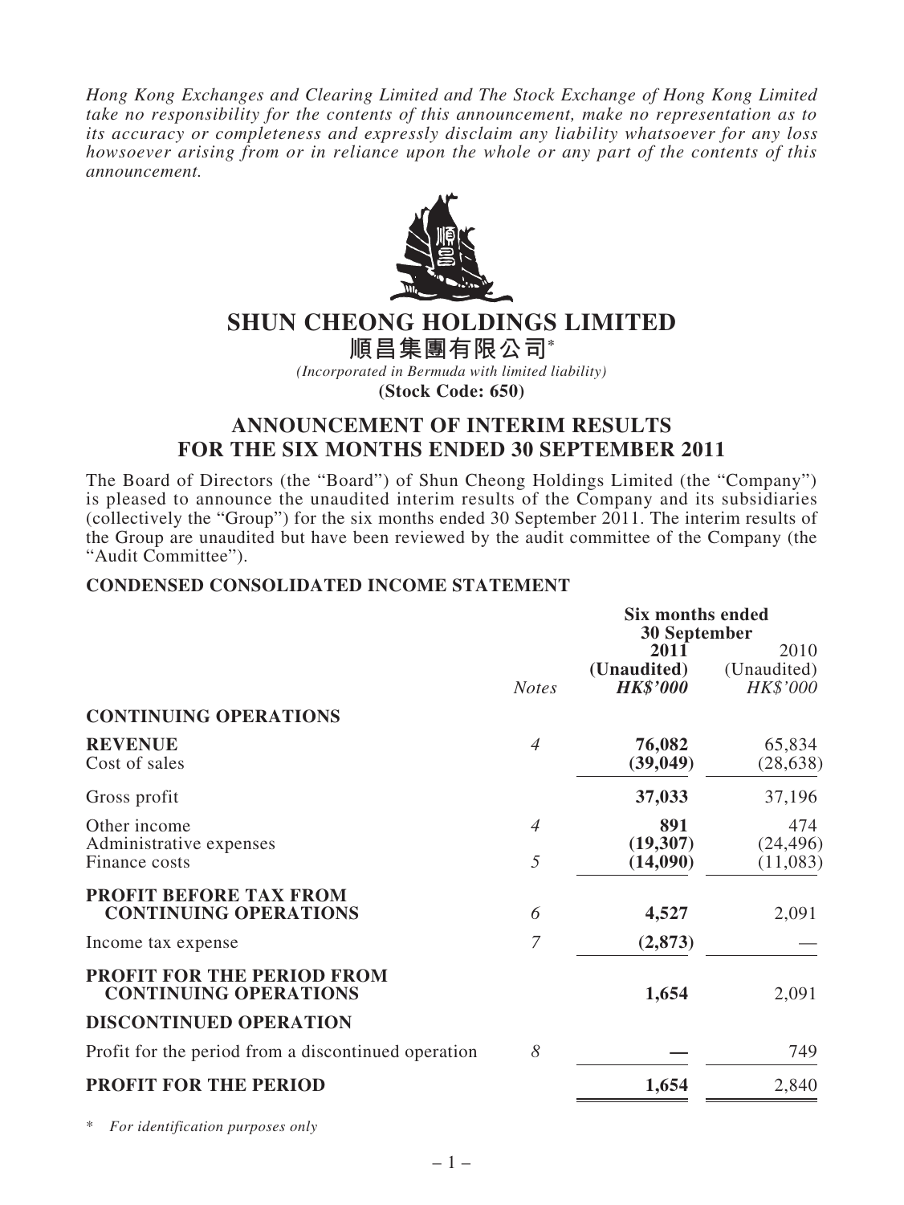*Hong Kong Exchanges and Clearing Limited and The Stock Exchange of Hong Kong Limited take no responsibility for the contents of this announcement, make no representation as to its accuracy or completeness and expressly disclaim any liability whatsoever for any loss howsoever arising from or in reliance upon the whole or any part of the contents of this announcement.*

# SHUN CHEONG HOLDINGS LIMITED

# 順昌集團有限公司*

*(Incorporated in Bermuda with limited liability)*

**(Stock Code: 650)**

## ANNOUNCEMENT OF INTERIM RESULTS FOR THE SIX MONTHS ENDED 30 SEPTEMBER 2011

The Board of Directors (the "Board") of Shun Cheong Holdings Limited (the "Company") is pleased to announce the unaudited interim results of the Company and its subsidiaries (collectively the "Group") for the six months ended 30 September 2011. The interim results of the Group are unaudited but have been reviewed by the audit committee of the Company (the "Audit Committee").

### CONDENSED CONSOLIDATED INCOME STATEMENT

| | | Six months ended 30 September | |
|---|---|---|---|
| | | **2011** | 2010 |
| | | **(Unaudited)** | (Unaudited) |
| | *Notes* | ***HK$'000*** | *HK$'000* |
| **CONTINUING OPERATIONS** | | | |
| **REVENUE** | *4* | **76,082** | 65,834 |
| Cost of sales | | **(39,049)** | (28,638) |
| Gross profit | | **37,033** | 37,196 |
| Other income | *4* | **891** | 474 |
| Administrative expenses | | **(19,307)** | (24,496) |
| Finance costs | *5* | **(14,090)** | (11,083) |
| **PROFIT BEFORE TAX FROM CONTINUING OPERATIONS** | *6* | **4,527** | 2,091 |
| Income tax expense | *7* | **(2,873)** | — |
| **PROFIT FOR THE PERIOD FROM CONTINUING OPERATIONS** | | **1,654** | 2,091 |
| **DISCONTINUED OPERATION** | | | |
| Profit for the period from a discontinued operation | *8* | **—** | 749 |
| **PROFIT FOR THE PERIOD** | | **1,654** | 2,840 |

\* *For identification purposes only*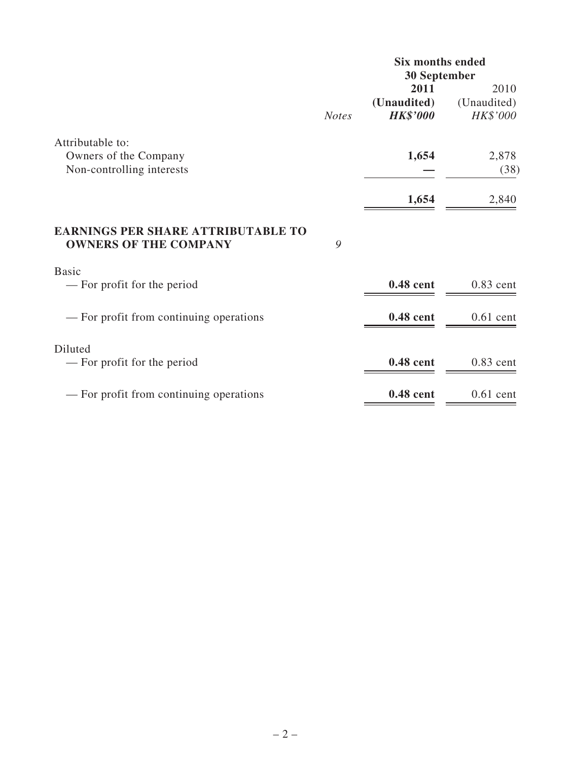| | Notes | Six months ended 30 September | |
|---|---|---|---|
| | | **2011** | 2010 |
| | | **(Unaudited)** | (Unaudited) |
| | | ***HK$'000*** | *HK$'000* |
| Attributable to: | | | |
| Owners of the Company | | **1,654** | 2,878 |
| Non-controlling interests | | **—** | (38) |
| | | **1,654** | 2,840 |
| **EARNINGS PER SHARE ATTRIBUTABLE TO OWNERS OF THE COMPANY** | *9* | | |
| Basic | | | |
| — For profit for the period | | **0.48 cent** | 0.83 cent |
| — For profit from continuing operations | | **0.48 cent** | 0.61 cent |
| Diluted | | | |
| — For profit for the period | | **0.48 cent** | 0.83 cent |
| — For profit from continuing operations | | **0.48 cent** | 0.61 cent |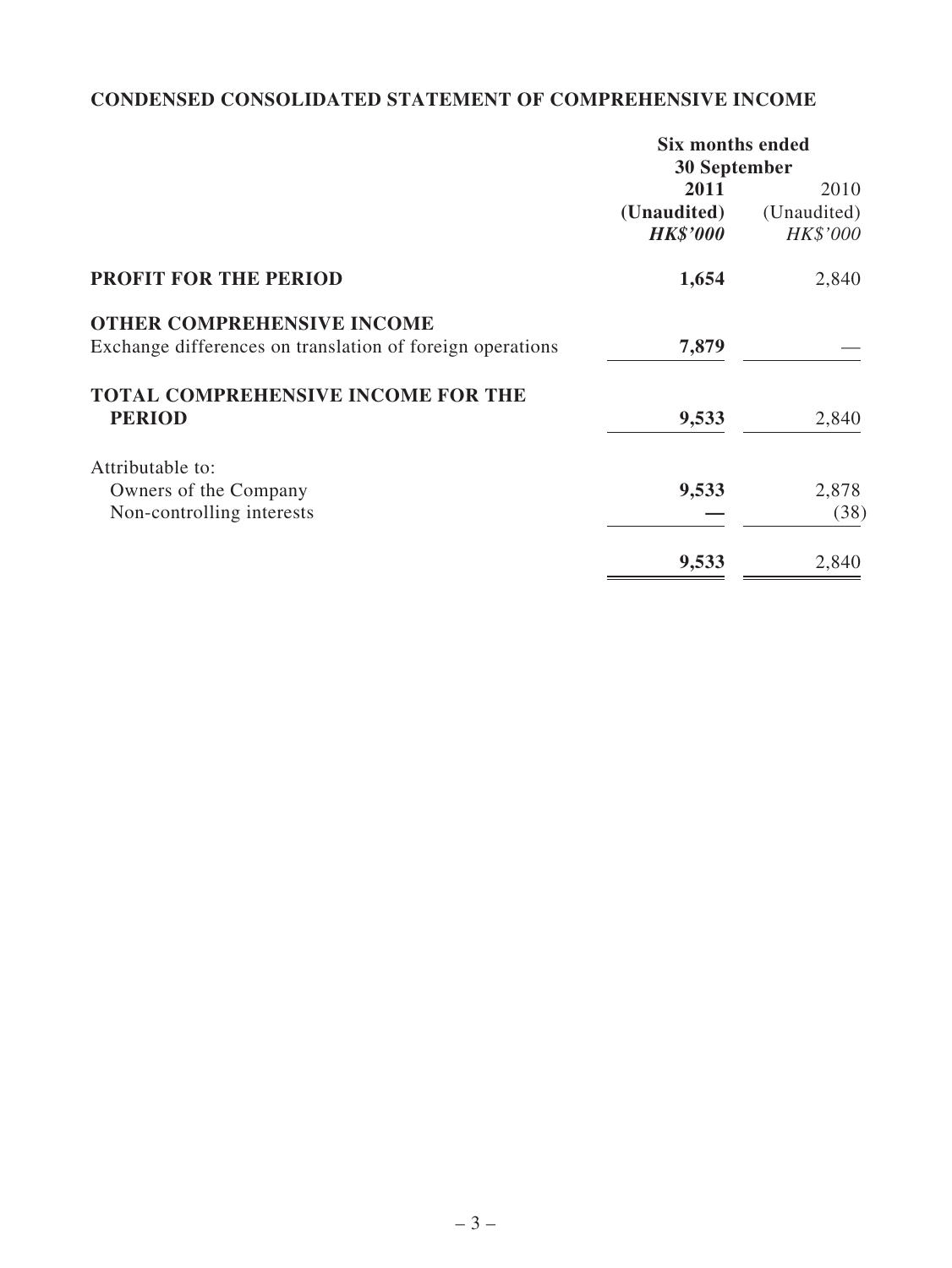## CONDENSED CONSOLIDATED STATEMENT OF COMPREHENSIVE INCOME

| | Six months ended 30 September | |
|---|---|---|
| | **2011** | 2010 |
| | **(Unaudited)** | (Unaudited) |
| | ***HK$'000*** | *HK$'000* |
| **PROFIT FOR THE PERIOD** | **1,654** | 2,840 |
| **OTHER COMPREHENSIVE INCOME** | | |
| Exchange differences on translation of foreign operations | **7,879** | — |
| **TOTAL COMPREHENSIVE INCOME FOR THE PERIOD** | **9,533** | 2,840 |
| Attributable to: | | |
| Owners of the Company | **9,533** | 2,878 |
| Non-controlling interests | **—** | (38) |
| | **9,533** | 2,840 |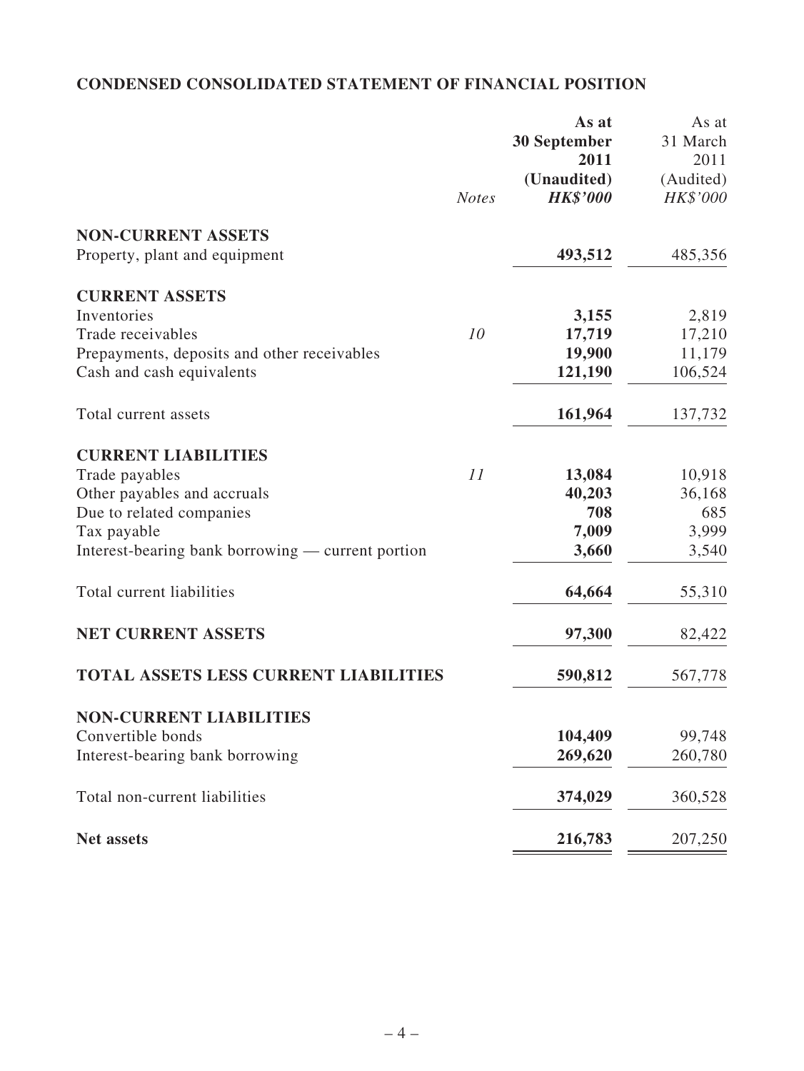## CONDENSED CONSOLIDATED STATEMENT OF FINANCIAL POSITION

| | *Notes* | **As at 30 September 2011 (Unaudited) *HK$'000*** | As at 31 March 2011 (Audited) *HK$'000* |
|---|---|---|---|
| **NON-CURRENT ASSETS** | | | |
| Property, plant and equipment | | **493,512** | 485,356 |
| **CURRENT ASSETS** | | | |
| Inventories | | **3,155** | 2,819 |
| Trade receivables | *10* | **17,719** | 17,210 |
| Prepayments, deposits and other receivables | | **19,900** | 11,179 |
| Cash and cash equivalents | | **121,190** | 106,524 |
| Total current assets | | **161,964** | 137,732 |
| **CURRENT LIABILITIES** | | | |
| Trade payables | *11* | **13,084** | 10,918 |
| Other payables and accruals | | **40,203** | 36,168 |
| Due to related companies | | **708** | 685 |
| Tax payable | | **7,009** | 3,999 |
| Interest-bearing bank borrowing — current portion | | **3,660** | 3,540 |
| Total current liabilities | | **64,664** | 55,310 |
| **NET CURRENT ASSETS** | | **97,300** | 82,422 |
| **TOTAL ASSETS LESS CURRENT LIABILITIES** | | **590,812** | 567,778 |
| **NON-CURRENT LIABILITIES** | | | |
| Convertible bonds | | **104,409** | 99,748 |
| Interest-bearing bank borrowing | | **269,620** | 260,780 |
| Total non-current liabilities | | **374,029** | 360,528 |
| **Net assets** | | **216,783** | 207,250 |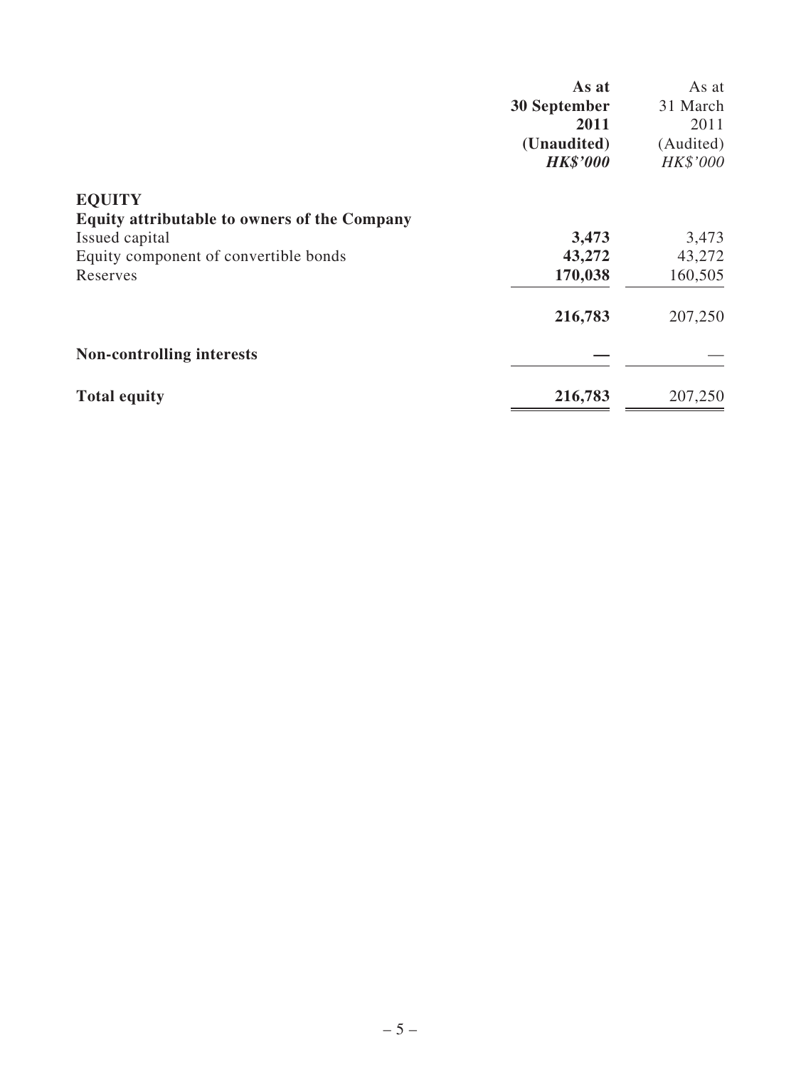| | As at 30 September 2011 (Unaudited) *HK$'000* | As at 31 March 2011 (Audited) *HK$'000* |
|---|---|---|
| **EQUITY** | | |
| **Equity attributable to owners of the Company** | | |
| Issued capital | **3,473** | 3,473 |
| Equity component of convertible bonds | **43,272** | 43,272 |
| Reserves | **170,038** | 160,505 |
| | **216,783** | 207,250 |
| **Non-controlling interests** | **—** | — |
| **Total equity** | **216,783** | 207,250 |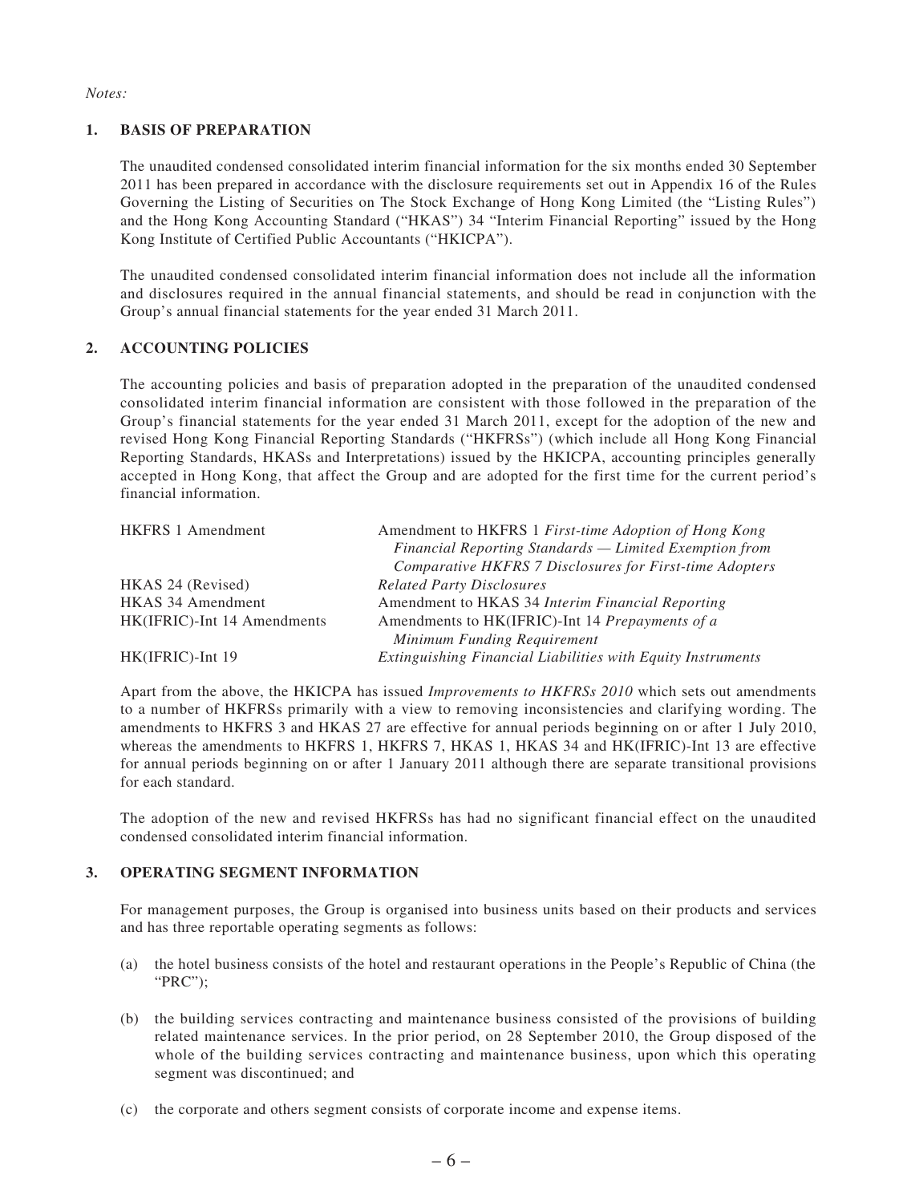*Notes:*

## 1. BASIS OF PREPARATION

The unaudited condensed consolidated interim financial information for the six months ended 30 September 2011 has been prepared in accordance with the disclosure requirements set out in Appendix 16 of the Rules Governing the Listing of Securities on The Stock Exchange of Hong Kong Limited (the "Listing Rules") and the Hong Kong Accounting Standard ("HKAS") 34 "Interim Financial Reporting" issued by the Hong Kong Institute of Certified Public Accountants ("HKICPA").

The unaudited condensed consolidated interim financial information does not include all the information and disclosures required in the annual financial statements, and should be read in conjunction with the Group's annual financial statements for the year ended 31 March 2011.

## 2. ACCOUNTING POLICIES

The accounting policies and basis of preparation adopted in the preparation of the unaudited condensed consolidated interim financial information are consistent with those followed in the preparation of the Group's financial statements for the year ended 31 March 2011, except for the adoption of the new and revised Hong Kong Financial Reporting Standards ("HKFRSs") (which include all Hong Kong Financial Reporting Standards, HKASs and Interpretations) issued by the HKICPA, accounting principles generally accepted in Hong Kong, that affect the Group and are adopted for the first time for the current period's financial information.

| | |
|---|---|
| HKFRS 1 Amendment | Amendment to HKFRS 1 *First-time Adoption of Hong Kong Financial Reporting Standards — Limited Exemption from Comparative HKFRS 7 Disclosures for First-time Adopters* |
| HKAS 24 (Revised) | *Related Party Disclosures* |
| HKAS 34 Amendment | Amendment to HKAS 34 *Interim Financial Reporting* |
| HK(IFRIC)-Int 14 Amendments | Amendments to HK(IFRIC)-Int 14 *Prepayments of a Minimum Funding Requirement* |
| HK(IFRIC)-Int 19 | *Extinguishing Financial Liabilities with Equity Instruments* |

Apart from the above, the HKICPA has issued *Improvements to HKFRSs 2010* which sets out amendments to a number of HKFRSs primarily with a view to removing inconsistencies and clarifying wording. The amendments to HKFRS 3 and HKAS 27 are effective for annual periods beginning on or after 1 July 2010, whereas the amendments to HKFRS 1, HKFRS 7, HKAS 1, HKAS 34 and HK(IFRIC)-Int 13 are effective for annual periods beginning on or after 1 January 2011 although there are separate transitional provisions for each standard.

The adoption of the new and revised HKFRSs has had no significant financial effect on the unaudited condensed consolidated interim financial information.

## 3. OPERATING SEGMENT INFORMATION

For management purposes, the Group is organised into business units based on their products and services and has three reportable operating segments as follows:

(a) the hotel business consists of the hotel and restaurant operations in the People's Republic of China (the "PRC");

(b) the building services contracting and maintenance business consisted of the provisions of building related maintenance services. In the prior period, on 28 September 2010, the Group disposed of the whole of the building services contracting and maintenance business, upon which this operating segment was discontinued; and

(c) the corporate and others segment consists of corporate income and expense items.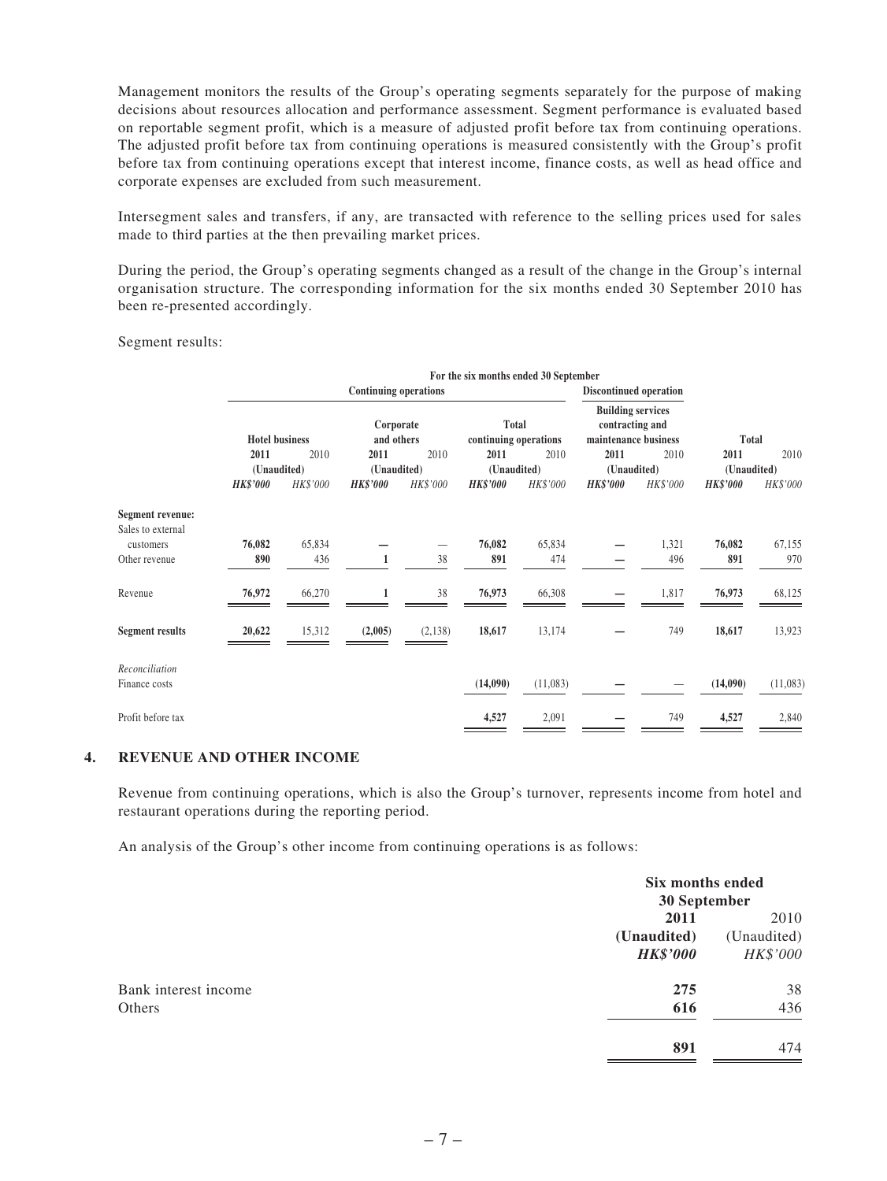Management monitors the results of the Group's operating segments separately for the purpose of making decisions about resources allocation and performance assessment. Segment performance is evaluated based on reportable segment profit, which is a measure of adjusted profit before tax from continuing operations. The adjusted profit before tax from continuing operations is measured consistently with the Group's profit before tax from continuing operations except that interest income, finance costs, as well as head office and corporate expenses are excluded from such measurement.

Intersegment sales and transfers, if any, are transacted with reference to the selling prices used for sales made to third parties at the then prevailing market prices.

During the period, the Group's operating segments changed as a result of the change in the Group's internal organisation structure. The corresponding information for the six months ended 30 September 2010 has been re-presented accordingly.

Segment results:

| | For the six months ended 30 September | | | | | | | | | |
|---|---|---|---|---|---|---|---|---|---|---|
| | Continuing operations | | | | | | Discontinued operation | | | |
| | Hotel business | | Corporate and others | | Total continuing operations | | Building services contracting and maintenance business | | Total | |
| | **2011** | 2010 | **2011** | 2010 | **2011** | 2010 | **2011** | 2010 | **2011** | 2010 |
| | (Unaudited) | | (Unaudited) | | (Unaudited) | | (Unaudited) | | (Unaudited) | |
| | ***HK$'000*** | *HK$'000* | ***HK$'000*** | *HK$'000* | ***HK$'000*** | *HK$'000* | ***HK$'000*** | *HK$'000* | ***HK$'000*** | *HK$'000* |
| **Segment revenue:** | | | | | | | | | | |
| Sales to external customers | **76,082** | 65,834 | **—** | — | **76,082** | 65,834 | **—** | 1,321 | **76,082** | 67,155 |
| Other revenue | **890** | 436 | **1** | 38 | **891** | 474 | **—** | 496 | **891** | 970 |
| Revenue | **76,972** | 66,270 | **1** | 38 | **76,973** | 66,308 | **—** | 1,817 | **76,973** | 68,125 |
| **Segment results** | **20,622** | 15,312 | **(2,005)** | (2,138) | **18,617** | 13,174 | **—** | 749 | **18,617** | 13,923 |
| *Reconciliation* | | | | | | | | | | |
| Finance costs | | | | | **(14,090)** | (11,083) | **—** | — | **(14,090)** | (11,083) |
| Profit before tax | | | | | **4,527** | 2,091 | **—** | 749 | **4,527** | 2,840 |

## 4. REVENUE AND OTHER INCOME

Revenue from continuing operations, which is also the Group's turnover, represents income from hotel and restaurant operations during the reporting period.

An analysis of the Group's other income from continuing operations is as follows:

| | Six months ended 30 September | |
|---|---|---|
| | **2011** | 2010 |
| | **(Unaudited)** | (Unaudited) |
| | ***HK$'000*** | *HK$'000* |
| Bank interest income | **275** | 38 |
| Others | **616** | 436 |
| | **891** | 474 |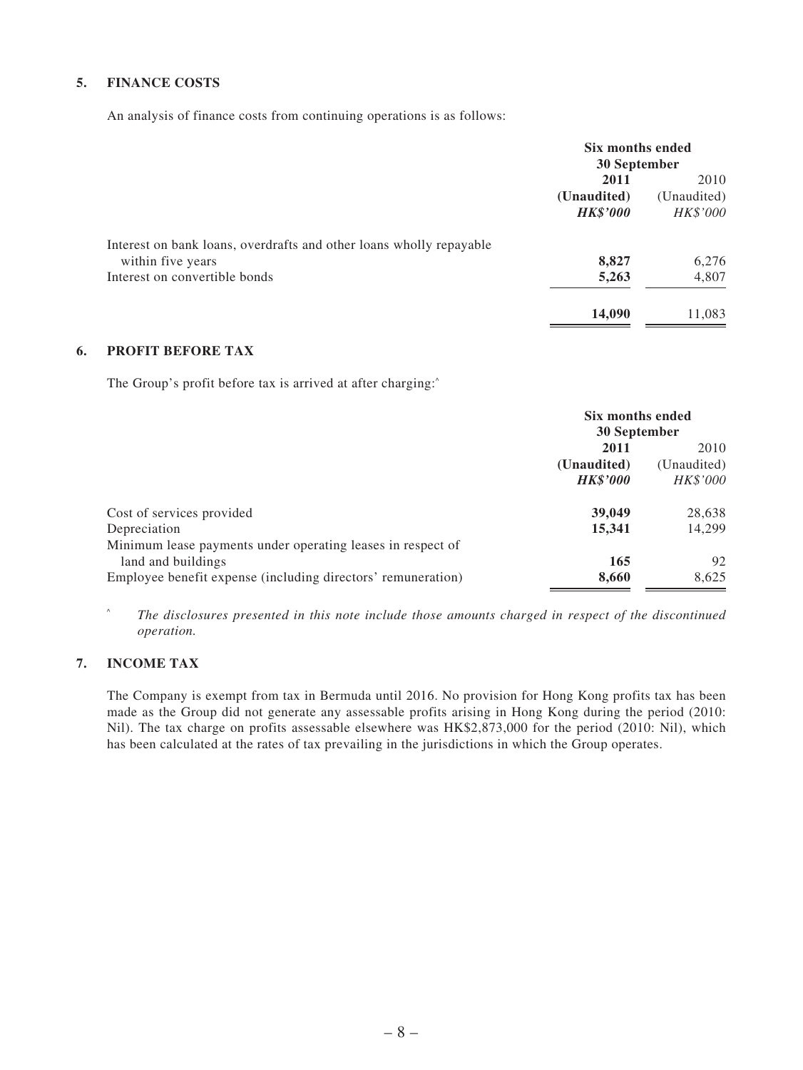## 5. FINANCE COSTS

An analysis of finance costs from continuing operations is as follows:

| | Six months ended 30 September | |
|---|---|---|
| | **2011** | 2010 |
| | **(Unaudited)** | (Unaudited) |
| | ***HK$'000*** | *HK$'000* |
| Interest on bank loans, overdrafts and other loans wholly repayable within five years | **8,827** | 6,276 |
| Interest on convertible bonds | **5,263** | 4,807 |
| | **14,090** | 11,083 |

## 6. PROFIT BEFORE TAX

The Group's profit before tax is arrived at after charging:^

| | Six months ended 30 September | |
|---|---|---|
| | **2011** | 2010 |
| | **(Unaudited)** | (Unaudited) |
| | ***HK$'000*** | *HK$'000* |
| Cost of services provided | **39,049** | 28,638 |
| Depreciation | **15,341** | 14,299 |
| Minimum lease payments under operating leases in respect of land and buildings | **165** | 92 |
| Employee benefit expense (including directors' remuneration) | **8,660** | 8,625 |

^ *The disclosures presented in this note include those amounts charged in respect of the discontinued operation.*

## 7. INCOME TAX

The Company is exempt from tax in Bermuda until 2016. No provision for Hong Kong profits tax has been made as the Group did not generate any assessable profits arising in Hong Kong during the period (2010: Nil). The tax charge on profits assessable elsewhere was HK$2,873,000 for the period (2010: Nil), which has been calculated at the rates of tax prevailing in the jurisdictions in which the Group operates.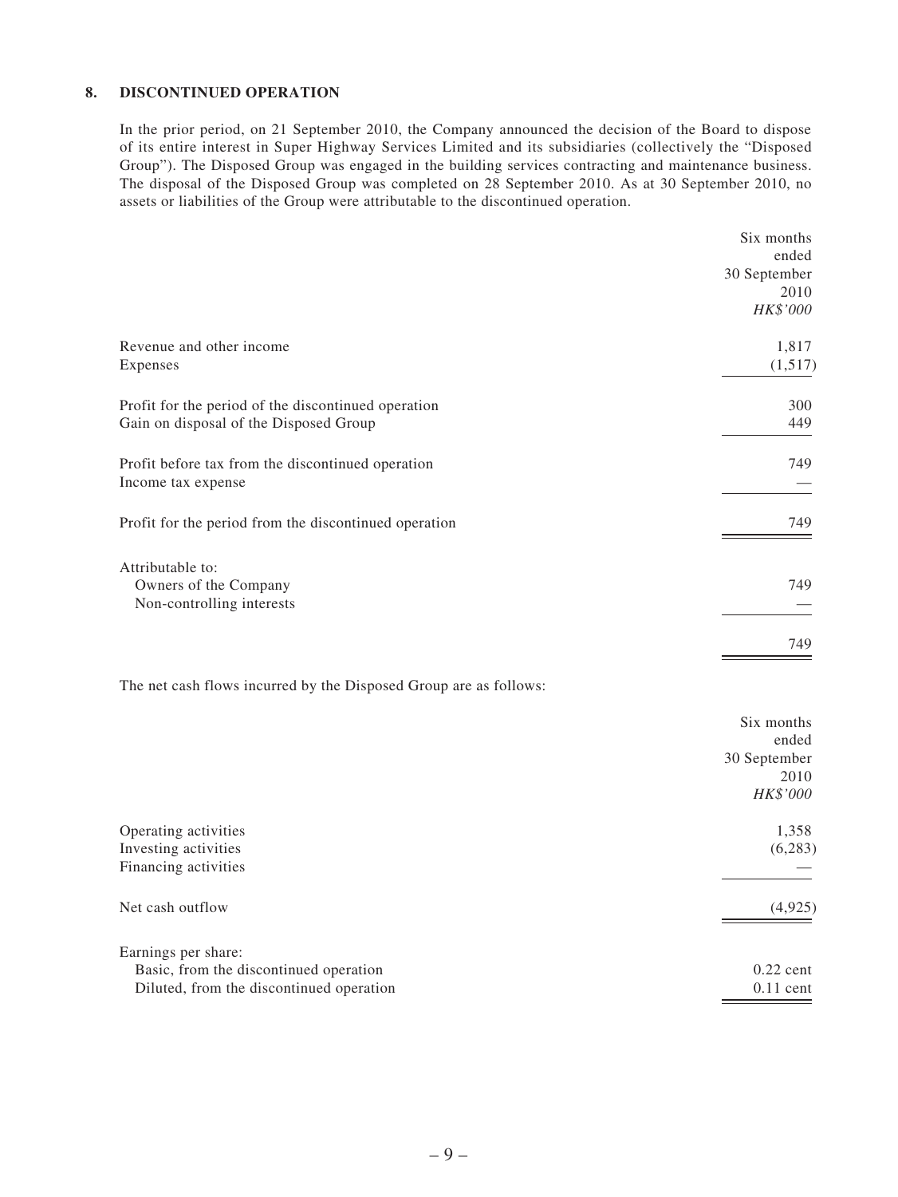## 8. DISCONTINUED OPERATION

In the prior period, on 21 September 2010, the Company announced the decision of the Board to dispose of its entire interest in Super Highway Services Limited and its subsidiaries (collectively the "Disposed Group"). The Disposed Group was engaged in the building services contracting and maintenance business. The disposal of the Disposed Group was completed on 28 September 2010. As at 30 September 2010, no assets or liabilities of the Group were attributable to the discontinued operation.

| | Six months ended 30 September 2010 *HK$'000* |
|---|---|
| Revenue and other income | 1,817 |
| Expenses | (1,517) |
| Profit for the period of the discontinued operation | 300 |
| Gain on disposal of the Disposed Group | 449 |
| Profit before tax from the discontinued operation | 749 |
| Income tax expense | — |
| Profit for the period from the discontinued operation | 749 |
| Attributable to: | |
| Owners of the Company | 749 |
| Non-controlling interests | — |
| | 749 |

The net cash flows incurred by the Disposed Group are as follows:

| | Six months ended 30 September 2010 *HK$'000* |
|---|---|
| Operating activities | 1,358 |
| Investing activities | (6,283) |
| Financing activities | — |
| Net cash outflow | (4,925) |
| Earnings per share: | |
| Basic, from the discontinued operation | 0.22 cent |
| Diluted, from the discontinued operation | 0.11 cent |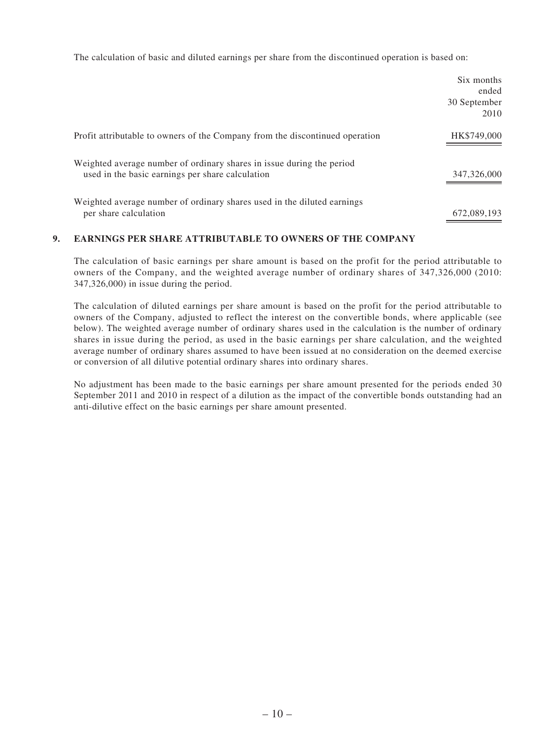The calculation of basic and diluted earnings per share from the discontinued operation is based on:

| | Six months ended 30 September 2010 |
|---|---|
| Profit attributable to owners of the Company from the discontinued operation | HK$749,000 |
| Weighted average number of ordinary shares in issue during the period used in the basic earnings per share calculation | 347,326,000 |
| Weighted average number of ordinary shares used in the diluted earnings per share calculation | 672,089,193 |

## 9. EARNINGS PER SHARE ATTRIBUTABLE TO OWNERS OF THE COMPANY

The calculation of basic earnings per share amount is based on the profit for the period attributable to owners of the Company, and the weighted average number of ordinary shares of 347,326,000 (2010: 347,326,000) in issue during the period.

The calculation of diluted earnings per share amount is based on the profit for the period attributable to owners of the Company, adjusted to reflect the interest on the convertible bonds, where applicable (see below). The weighted average number of ordinary shares used in the calculation is the number of ordinary shares in issue during the period, as used in the basic earnings per share calculation, and the weighted average number of ordinary shares assumed to have been issued at no consideration on the deemed exercise or conversion of all dilutive potential ordinary shares into ordinary shares.

No adjustment has been made to the basic earnings per share amount presented for the periods ended 30 September 2011 and 2010 in respect of a dilution as the impact of the convertible bonds outstanding had an anti-dilutive effect on the basic earnings per share amount presented.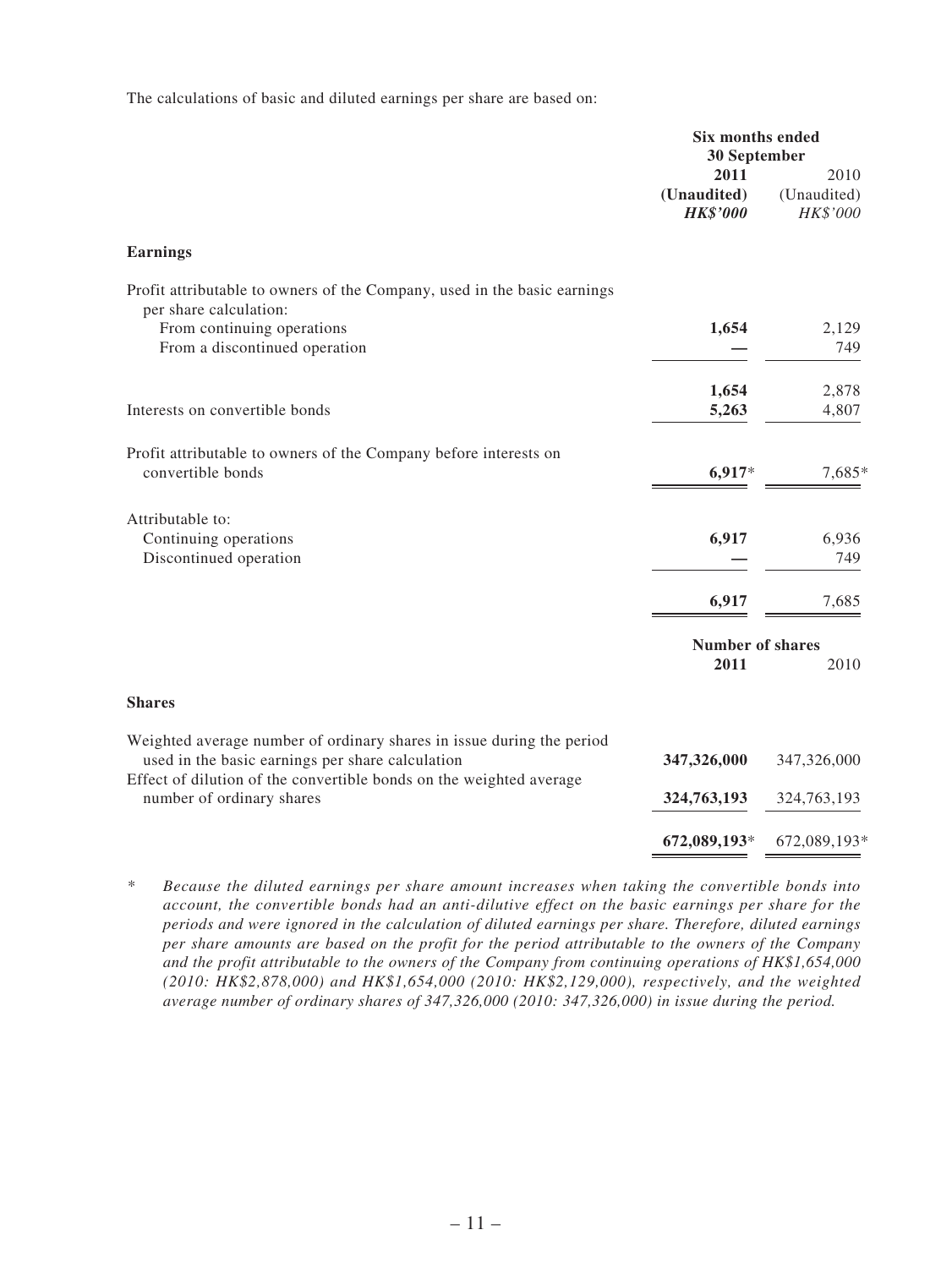The calculations of basic and diluted earnings per share are based on:

| | Six months ended 30 September | |
|---|---|---|
| | **2011** | 2010 |
| | **(Unaudited)** | (Unaudited) |
| | ***HK$'000*** | *HK$'000* |
| **Earnings** | | |
| Profit attributable to owners of the Company, used in the basic earnings per share calculation: | | |
| From continuing operations | **1,654** | 2,129 |
| From a discontinued operation | **—** | 749 |
| | **1,654** | 2,878 |
| Interests on convertible bonds | **5,263** | 4,807 |
| Profit attributable to owners of the Company before interests on convertible bonds | **6,917*** | 7,685* |
| Attributable to: | | |
| Continuing operations | **6,917** | 6,936 |
| Discontinued operation | **—** | 749 |
| | **6,917** | 7,685 |

| | Number of shares | |
|---|---|---|
| | **2011** | 2010 |
| **Shares** | | |
| Weighted average number of ordinary shares in issue during the period used in the basic earnings per share calculation | **347,326,000** | 347,326,000 |
| Effect of dilution of the convertible bonds on the weighted average number of ordinary shares | **324,763,193** | 324,763,193 |
| | **672,089,193*** | 672,089,193* |

\* *Because the diluted earnings per share amount increases when taking the convertible bonds into account, the convertible bonds had an anti-dilutive effect on the basic earnings per share for the periods and were ignored in the calculation of diluted earnings per share. Therefore, diluted earnings per share amounts are based on the profit for the period attributable to the owners of the Company and the profit attributable to the owners of the Company from continuing operations of HK$1,654,000 (2010: HK$2,878,000) and HK$1,654,000 (2010: HK$2,129,000), respectively, and the weighted average number of ordinary shares of 347,326,000 (2010: 347,326,000) in issue during the period.*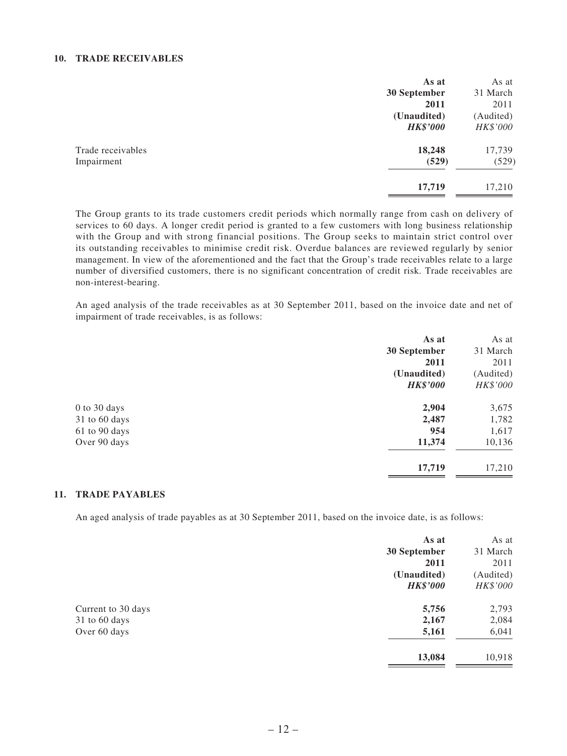## 10. TRADE RECEIVABLES

| | As at 30 September 2011 (Unaudited) *HK$'000* | As at 31 March 2011 (Audited) *HK$'000* |
|---|---|---|
| Trade receivables | **18,248** | 17,739 |
| Impairment | **(529)** | (529) |
| | **17,719** | 17,210 |

The Group grants to its trade customers credit periods which normally range from cash on delivery of services to 60 days. A longer credit period is granted to a few customers with long business relationship with the Group and with strong financial positions. The Group seeks to maintain strict control over its outstanding receivables to minimise credit risk. Overdue balances are reviewed regularly by senior management. In view of the aforementioned and the fact that the Group's trade receivables relate to a large number of diversified customers, there is no significant concentration of credit risk. Trade receivables are non-interest-bearing.

An aged analysis of the trade receivables as at 30 September 2011, based on the invoice date and net of impairment of trade receivables, is as follows:

| | As at 30 September 2011 (Unaudited) *HK$'000* | As at 31 March 2011 (Audited) *HK$'000* |
|---|---|---|
| 0 to 30 days | **2,904** | 3,675 |
| 31 to 60 days | **2,487** | 1,782 |
| 61 to 90 days | **954** | 1,617 |
| Over 90 days | **11,374** | 10,136 |
| | **17,719** | 17,210 |

## 11. TRADE PAYABLES

An aged analysis of trade payables as at 30 September 2011, based on the invoice date, is as follows:

| | As at 30 September 2011 (Unaudited) *HK$'000* | As at 31 March 2011 (Audited) *HK$'000* |
|---|---|---|
| Current to 30 days | **5,756** | 2,793 |
| 31 to 60 days | **2,167** | 2,084 |
| Over 60 days | **5,161** | 6,041 |
| | **13,084** | 10,918 |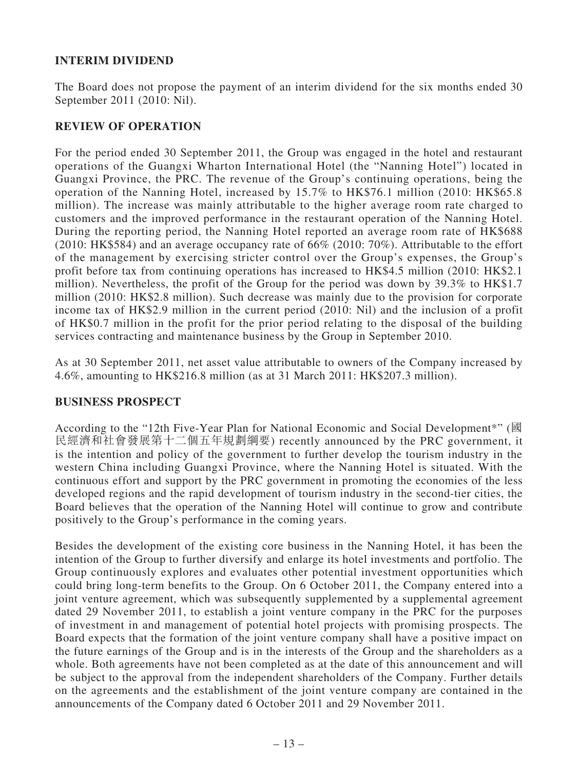## INTERIM DIVIDEND

The Board does not propose the payment of an interim dividend for the six months ended 30 September 2011 (2010: Nil).

## REVIEW OF OPERATION

For the period ended 30 September 2011, the Group was engaged in the hotel and restaurant operations of the Guangxi Wharton International Hotel (the "Nanning Hotel") located in Guangxi Province, the PRC. The revenue of the Group's continuing operations, being the operation of the Nanning Hotel, increased by 15.7% to HK$76.1 million (2010: HK$65.8 million). The increase was mainly attributable to the higher average room rate charged to customers and the improved performance in the restaurant operation of the Nanning Hotel. During the reporting period, the Nanning Hotel reported an average room rate of HK$688 (2010: HK$584) and an average occupancy rate of 66% (2010: 70%). Attributable to the effort of the management by exercising stricter control over the Group's expenses, the Group's profit before tax from continuing operations has increased to HK$4.5 million (2010: HK$2.1 million). Nevertheless, the profit of the Group for the period was down by 39.3% to HK$1.7 million (2010: HK$2.8 million). Such decrease was mainly due to the provision for corporate income tax of HK$2.9 million in the current period (2010: Nil) and the inclusion of a profit of HK$0.7 million in the profit for the prior period relating to the disposal of the building services contracting and maintenance business by the Group in September 2010.

As at 30 September 2011, net asset value attributable to owners of the Company increased by 4.6%, amounting to HK$216.8 million (as at 31 March 2011: HK$207.3 million).

## BUSINESS PROSPECT

According to the "12th Five-Year Plan for National Economic and Social Development*" (國民經濟和社會發展第十二個五年規劃綱要) recently announced by the PRC government, it is the intention and policy of the government to further develop the tourism industry in the western China including Guangxi Province, where the Nanning Hotel is situated. With the continuous effort and support by the PRC government in promoting the economies of the less developed regions and the rapid development of tourism industry in the second-tier cities, the Board believes that the operation of the Nanning Hotel will continue to grow and contribute positively to the Group's performance in the coming years.

Besides the development of the existing core business in the Nanning Hotel, it has been the intention of the Group to further diversify and enlarge its hotel investments and portfolio. The Group continuously explores and evaluates other potential investment opportunities which could bring long-term benefits to the Group. On 6 October 2011, the Company entered into a joint venture agreement, which was subsequently supplemented by a supplemental agreement dated 29 November 2011, to establish a joint venture company in the PRC for the purposes of investment in and management of potential hotel projects with promising prospects. The Board expects that the formation of the joint venture company shall have a positive impact on the future earnings of the Group and is in the interests of the Group and the shareholders as a whole. Both agreements have not been completed as at the date of this announcement and will be subject to the approval from the independent shareholders of the Company. Further details on the agreements and the establishment of the joint venture company are contained in the announcements of the Company dated 6 October 2011 and 29 November 2011.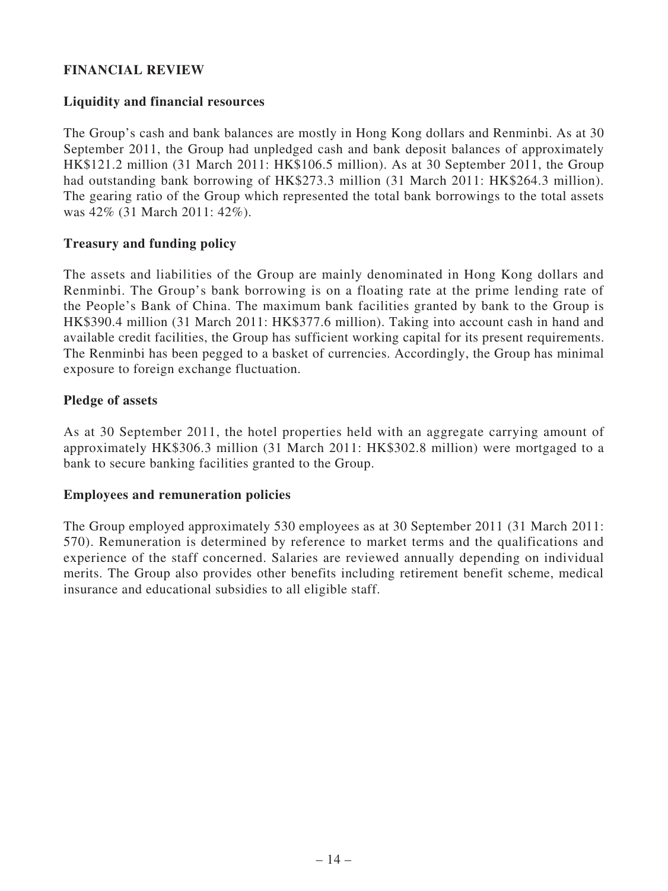## FINANCIAL REVIEW

### Liquidity and financial resources

The Group's cash and bank balances are mostly in Hong Kong dollars and Renminbi. As at 30 September 2011, the Group had unpledged cash and bank deposit balances of approximately HK$121.2 million (31 March 2011: HK$106.5 million). As at 30 September 2011, the Group had outstanding bank borrowing of HK$273.3 million (31 March 2011: HK$264.3 million). The gearing ratio of the Group which represented the total bank borrowings to the total assets was 42% (31 March 2011: 42%).

### Treasury and funding policy

The assets and liabilities of the Group are mainly denominated in Hong Kong dollars and Renminbi. The Group's bank borrowing is on a floating rate at the prime lending rate of the People's Bank of China. The maximum bank facilities granted by bank to the Group is HK$390.4 million (31 March 2011: HK$377.6 million). Taking into account cash in hand and available credit facilities, the Group has sufficient working capital for its present requirements. The Renminbi has been pegged to a basket of currencies. Accordingly, the Group has minimal exposure to foreign exchange fluctuation.

### Pledge of assets

As at 30 September 2011, the hotel properties held with an aggregate carrying amount of approximately HK$306.3 million (31 March 2011: HK$302.8 million) were mortgaged to a bank to secure banking facilities granted to the Group.

### Employees and remuneration policies

The Group employed approximately 530 employees as at 30 September 2011 (31 March 2011: 570). Remuneration is determined by reference to market terms and the qualifications and experience of the staff concerned. Salaries are reviewed annually depending on individual merits. The Group also provides other benefits including retirement benefit scheme, medical insurance and educational subsidies to all eligible staff.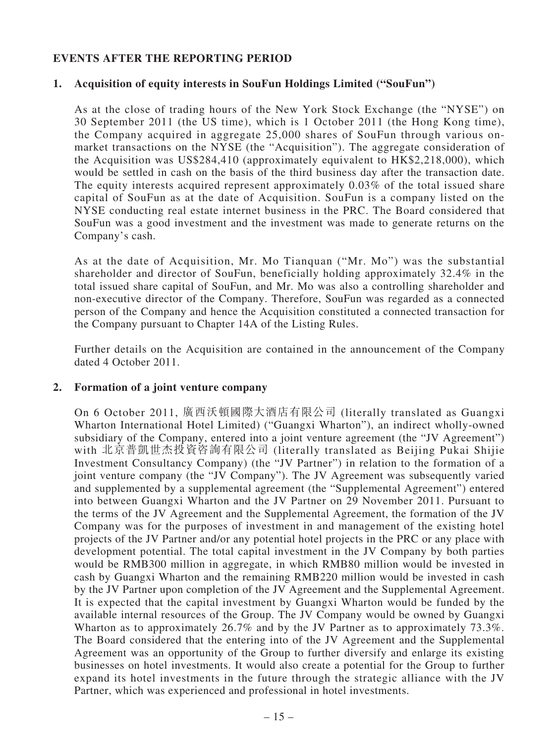## EVENTS AFTER THE REPORTING PERIOD

### 1. Acquisition of equity interests in SouFun Holdings Limited ("SouFun")

As at the close of trading hours of the New York Stock Exchange (the "NYSE") on 30 September 2011 (the US time), which is 1 October 2011 (the Hong Kong time), the Company acquired in aggregate 25,000 shares of SouFun through various on-market transactions on the NYSE (the "Acquisition"). The aggregate consideration of the Acquisition was US$284,410 (approximately equivalent to HK$2,218,000), which would be settled in cash on the basis of the third business day after the transaction date. The equity interests acquired represent approximately 0.03% of the total issued share capital of SouFun as at the date of Acquisition. SouFun is a company listed on the NYSE conducting real estate internet business in the PRC. The Board considered that SouFun was a good investment and the investment was made to generate returns on the Company's cash.

As at the date of Acquisition, Mr. Mo Tianquan ("Mr. Mo") was the substantial shareholder and director of SouFun, beneficially holding approximately 32.4% in the total issued share capital of SouFun, and Mr. Mo was also a controlling shareholder and non-executive director of the Company. Therefore, SouFun was regarded as a connected person of the Company and hence the Acquisition constituted a connected transaction for the Company pursuant to Chapter 14A of the Listing Rules.

Further details on the Acquisition are contained in the announcement of the Company dated 4 October 2011.

### 2. Formation of a joint venture company

On 6 October 2011, 廣西沃頓國際大酒店有限公司 (literally translated as Guangxi Wharton International Hotel Limited) ("Guangxi Wharton"), an indirect wholly-owned subsidiary of the Company, entered into a joint venture agreement (the "JV Agreement") with 北京普凱世杰投資咨詢有限公司 (literally translated as Beijing Pukai Shijie Investment Consultancy Company) (the "JV Partner") in relation to the formation of a joint venture company (the "JV Company"). The JV Agreement was subsequently varied and supplemented by a supplemental agreement (the "Supplemental Agreement") entered into between Guangxi Wharton and the JV Partner on 29 November 2011. Pursuant to the terms of the JV Agreement and the Supplemental Agreement, the formation of the JV Company was for the purposes of investment in and management of the existing hotel projects of the JV Partner and/or any potential hotel projects in the PRC or any place with development potential. The total capital investment in the JV Company by both parties would be RMB300 million in aggregate, in which RMB80 million would be invested in cash by Guangxi Wharton and the remaining RMB220 million would be invested in cash by the JV Partner upon completion of the JV Agreement and the Supplemental Agreement. It is expected that the capital investment by Guangxi Wharton would be funded by the available internal resources of the Group. The JV Company would be owned by Guangxi Wharton as to approximately 26.7% and by the JV Partner as to approximately 73.3%. The Board considered that the entering into of the JV Agreement and the Supplemental Agreement was an opportunity of the Group to further diversify and enlarge its existing businesses on hotel investments. It would also create a potential for the Group to further expand its hotel investments in the future through the strategic alliance with the JV Partner, which was experienced and professional in hotel investments.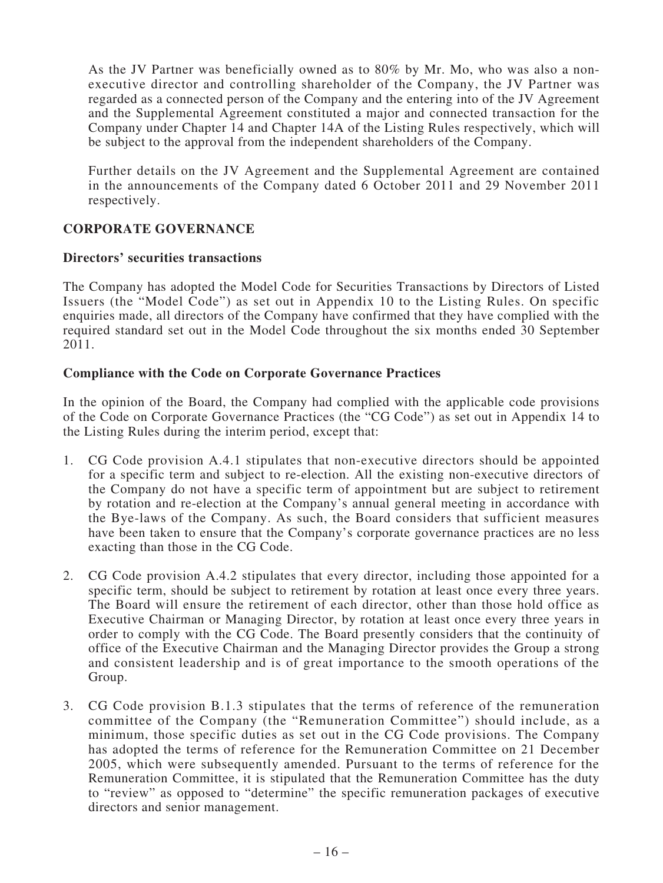As the JV Partner was beneficially owned as to 80% by Mr. Mo, who was also a non-executive director and controlling shareholder of the Company, the JV Partner was regarded as a connected person of the Company and the entering into of the JV Agreement and the Supplemental Agreement constituted a major and connected transaction for the Company under Chapter 14 and Chapter 14A of the Listing Rules respectively, which will be subject to the approval from the independent shareholders of the Company.

Further details on the JV Agreement and the Supplemental Agreement are contained in the announcements of the Company dated 6 October 2011 and 29 November 2011 respectively.

## CORPORATE GOVERNANCE

### Directors' securities transactions

The Company has adopted the Model Code for Securities Transactions by Directors of Listed Issuers (the "Model Code") as set out in Appendix 10 to the Listing Rules. On specific enquiries made, all directors of the Company have confirmed that they have complied with the required standard set out in the Model Code throughout the six months ended 30 September 2011.

### Compliance with the Code on Corporate Governance Practices

In the opinion of the Board, the Company had complied with the applicable code provisions of the Code on Corporate Governance Practices (the "CG Code") as set out in Appendix 14 to the Listing Rules during the interim period, except that:

1. CG Code provision A.4.1 stipulates that non-executive directors should be appointed for a specific term and subject to re-election. All the existing non-executive directors of the Company do not have a specific term of appointment but are subject to retirement by rotation and re-election at the Company's annual general meeting in accordance with the Bye-laws of the Company. As such, the Board considers that sufficient measures have been taken to ensure that the Company's corporate governance practices are no less exacting than those in the CG Code.

2. CG Code provision A.4.2 stipulates that every director, including those appointed for a specific term, should be subject to retirement by rotation at least once every three years. The Board will ensure the retirement of each director, other than those hold office as Executive Chairman or Managing Director, by rotation at least once every three years in order to comply with the CG Code. The Board presently considers that the continuity of office of the Executive Chairman and the Managing Director provides the Group a strong and consistent leadership and is of great importance to the smooth operations of the Group.

3. CG Code provision B.1.3 stipulates that the terms of reference of the remuneration committee of the Company (the "Remuneration Committee") should include, as a minimum, those specific duties as set out in the CG Code provisions. The Company has adopted the terms of reference for the Remuneration Committee on 21 December 2005, which were subsequently amended. Pursuant to the terms of reference for the Remuneration Committee, it is stipulated that the Remuneration Committee has the duty to "review" as opposed to "determine" the specific remuneration packages of executive directors and senior management.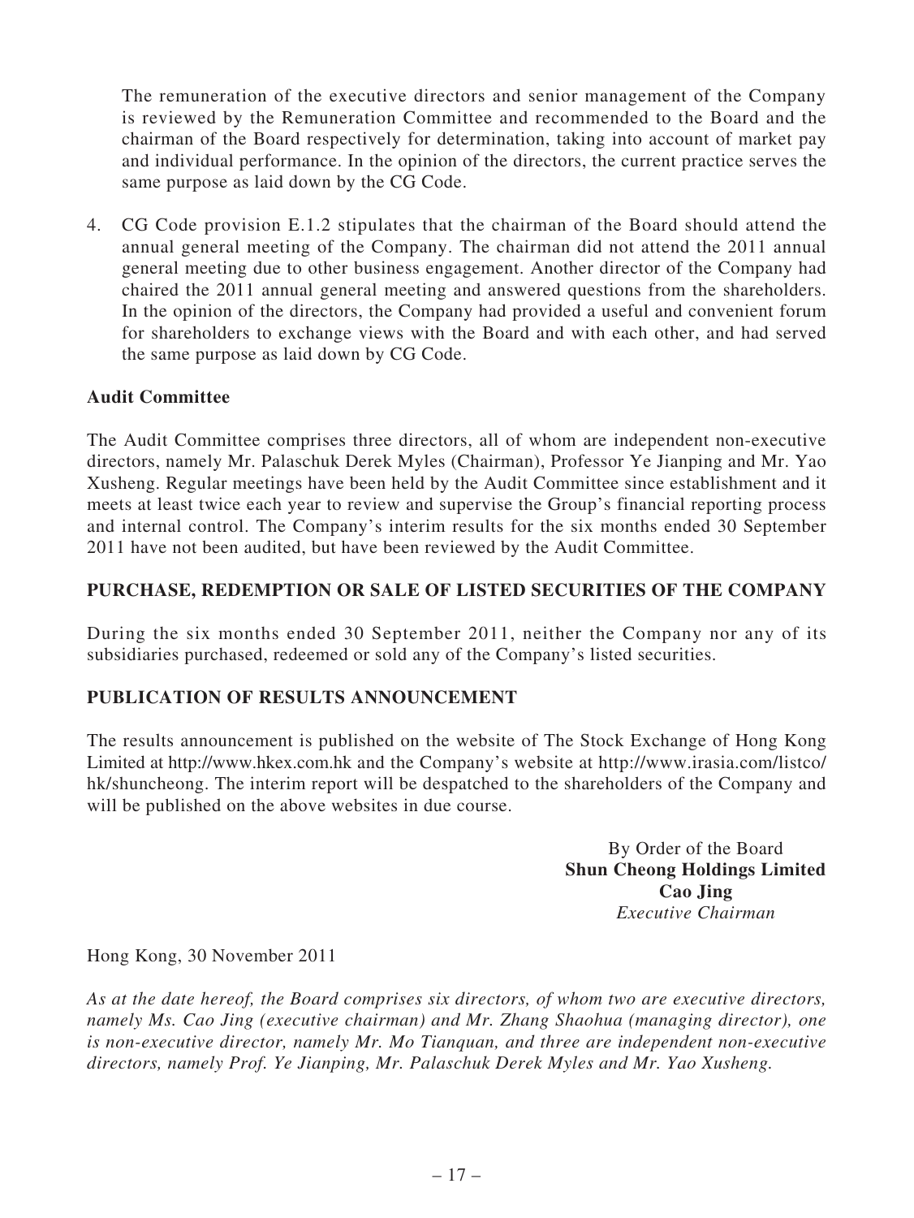The remuneration of the executive directors and senior management of the Company is reviewed by the Remuneration Committee and recommended to the Board and the chairman of the Board respectively for determination, taking into account of market pay and individual performance. In the opinion of the directors, the current practice serves the same purpose as laid down by the CG Code.

4. CG Code provision E.1.2 stipulates that the chairman of the Board should attend the annual general meeting of the Company. The chairman did not attend the 2011 annual general meeting due to other business engagement. Another director of the Company had chaired the 2011 annual general meeting and answered questions from the shareholders. In the opinion of the directors, the Company had provided a useful and convenient forum for shareholders to exchange views with the Board and with each other, and had served the same purpose as laid down by CG Code.

**Audit Committee**

The Audit Committee comprises three directors, all of whom are independent non-executive directors, namely Mr. Palaschuk Derek Myles (Chairman), Professor Ye Jianping and Mr. Yao Xusheng. Regular meetings have been held by the Audit Committee since establishment and it meets at least twice each year to review and supervise the Group's financial reporting process and internal control. The Company's interim results for the six months ended 30 September 2011 have not been audited, but have been reviewed by the Audit Committee.

## PURCHASE, REDEMPTION OR SALE OF LISTED SECURITIES OF THE COMPANY

During the six months ended 30 September 2011, neither the Company nor any of its subsidiaries purchased, redeemed or sold any of the Company's listed securities.

## PUBLICATION OF RESULTS ANNOUNCEMENT

The results announcement is published on the website of The Stock Exchange of Hong Kong Limited at http://www.hkex.com.hk and the Company's website at http://www.irasia.com/listco/hk/shuncheong. The interim report will be despatched to the shareholders of the Company and will be published on the above websites in due course.

By Order of the Board
**Shun Cheong Holdings Limited**
**Cao Jing**
*Executive Chairman*

Hong Kong, 30 November 2011

*As at the date hereof, the Board comprises six directors, of whom two are executive directors, namely Ms. Cao Jing (executive chairman) and Mr. Zhang Shaohua (managing director), one is non-executive director, namely Mr. Mo Tianquan, and three are independent non-executive directors, namely Prof. Ye Jianping, Mr. Palaschuk Derek Myles and Mr. Yao Xusheng.*